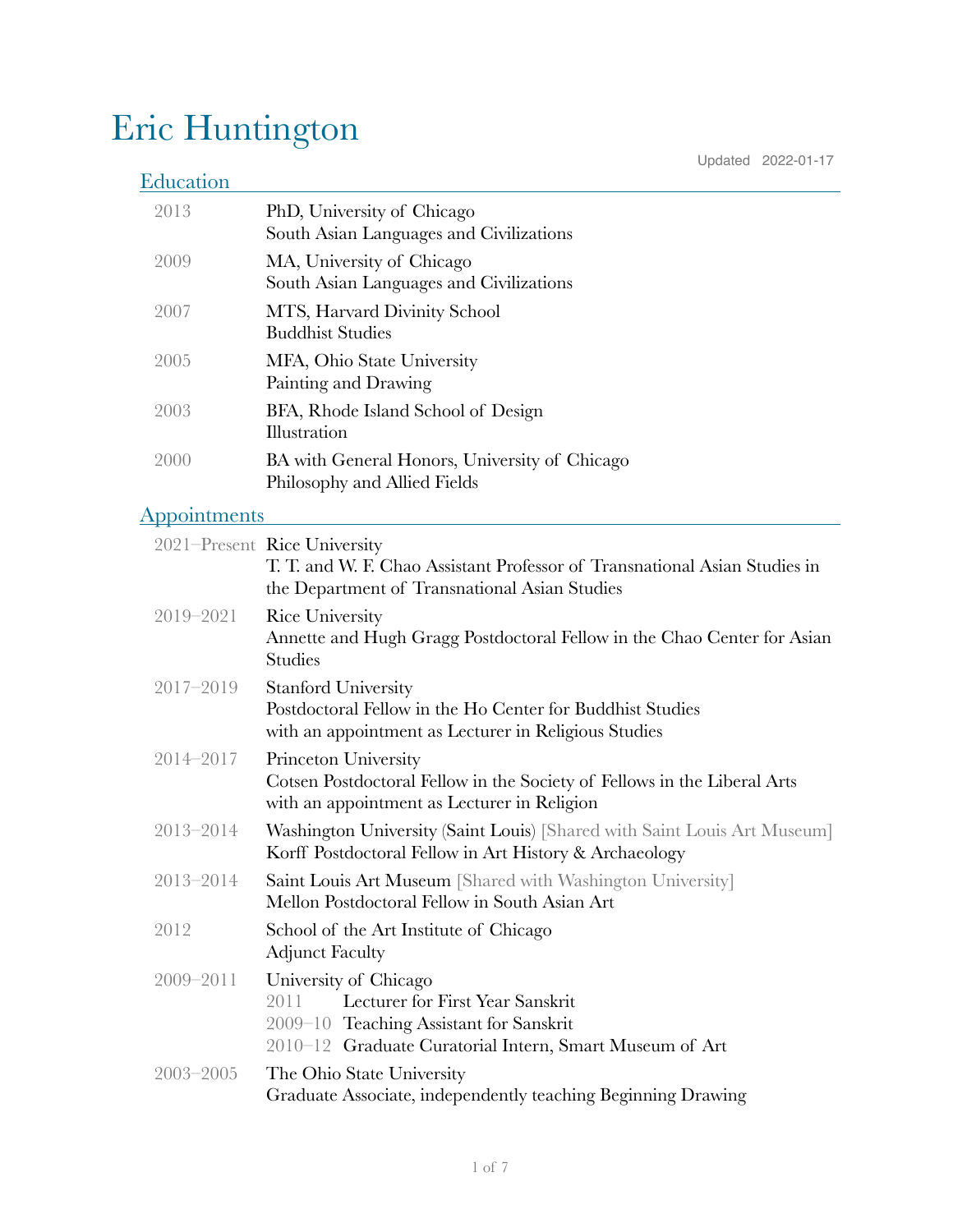# Eric Huntington

Updated 2022-01-17

## Education

| | |
|---|---|
| 2013 | PhD, University of Chicago<br>South Asian Languages and Civilizations |
| 2009 | MA, University of Chicago<br>South Asian Languages and Civilizations |
| 2007 | MTS, Harvard Divinity School<br>Buddhist Studies |
| 2005 | MFA, Ohio State University<br>Painting and Drawing |
| 2003 | BFA, Rhode Island School of Design<br>Illustration |
| 2000 | BA with General Honors, University of Chicago<br>Philosophy and Allied Fields |

## Appointments

| | |
|---|---|
| 2021–Present | Rice University<br>T. T. and W. F. Chao Assistant Professor of Transnational Asian Studies in the Department of Transnational Asian Studies |
| 2019–2021 | Rice University<br>Annette and Hugh Gragg Postdoctoral Fellow in the Chao Center for Asian Studies |
| 2017–2019 | Stanford University<br>Postdoctoral Fellow in the Ho Center for Buddhist Studies<br>with an appointment as Lecturer in Religious Studies |
| 2014–2017 | Princeton University<br>Cotsen Postdoctoral Fellow in the Society of Fellows in the Liberal Arts<br>with an appointment as Lecturer in Religion |
| 2013–2014 | Washington University (Saint Louis) [Shared with Saint Louis Art Museum]<br>Korff Postdoctoral Fellow in Art History & Archaeology |
| 2013–2014 | Saint Louis Art Museum [Shared with Washington University]<br>Mellon Postdoctoral Fellow in South Asian Art |
| 2012 | School of the Art Institute of Chicago<br>Adjunct Faculty |
| 2009–2011 | University of Chicago<br>2011 Lecturer for First Year Sanskrit<br>2009–10 Teaching Assistant for Sanskrit<br>2010–12 Graduate Curatorial Intern, Smart Museum of Art |
| 2003–2005 | The Ohio State University<br>Graduate Associate, independently teaching Beginning Drawing |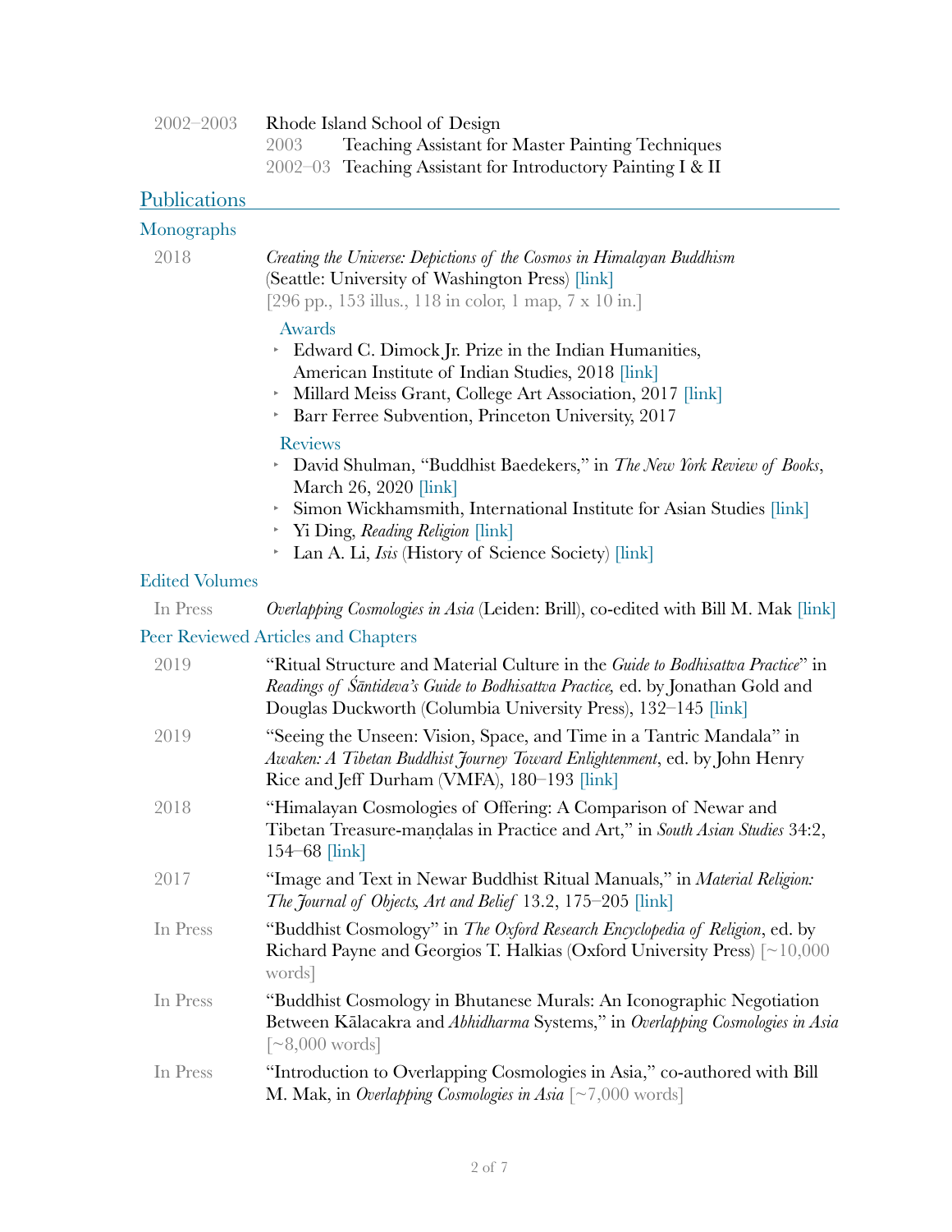2002–2003 Rhode Island School of Design
- 2003 Teaching Assistant for Master Painting Techniques
- 2002–03 Teaching Assistant for Introductory Painting I & II

## Publications

### Monographs

2018 *Creating the Universe: Depictions of the Cosmos in Himalayan Buddhism* (Seattle: University of Washington Press) [link]
[296 pp., 153 illus., 118 in color, 1 map, 7 x 10 in.]

Awards
- Edward C. Dimock Jr. Prize in the Indian Humanities, American Institute of Indian Studies, 2018 [link]
- Millard Meiss Grant, College Art Association, 2017 [link]
- Barr Ferree Subvention, Princeton University, 2017

Reviews
- David Shulman, “Buddhist Baedekers,” in *The New York Review of Books*, March 26, 2020 [link]
- Simon Wickhamsmith, International Institute for Asian Studies [link]
- Yi Ding, *Reading Religion* [link]
- Lan A. Li, *Isis* (History of Science Society) [link]

### Edited Volumes

In Press *Overlapping Cosmologies in Asia* (Leiden: Brill), co-edited with Bill M. Mak [link]

### Peer Reviewed Articles and Chapters

2019 “Ritual Structure and Material Culture in the *Guide to Bodhisattva Practice*” in *Readings of Śāntideva’s Guide to Bodhisattva Practice,* ed. by Jonathan Gold and Douglas Duckworth (Columbia University Press), 132–145 [link]

2019 “Seeing the Unseen: Vision, Space, and Time in a Tantric Mandala” in *Awaken: A Tibetan Buddhist Journey Toward Enlightenment*, ed. by John Henry Rice and Jeff Durham (VMFA), 180–193 [link]

2018 “Himalayan Cosmologies of Offering: A Comparison of Newar and Tibetan Treasure-maṇḍalas in Practice and Art,” in *South Asian Studies* 34:2, 154–68 [link]

2017 “Image and Text in Newar Buddhist Ritual Manuals,” in *Material Religion: The Journal of Objects, Art and Belief* 13.2, 175–205 [link]

In Press “Buddhist Cosmology” in *The Oxford Research Encyclopedia of Religion*, ed. by Richard Payne and Georgios T. Halkias (Oxford University Press) [~10,000 words]

In Press “Buddhist Cosmology in Bhutanese Murals: An Iconographic Negotiation Between Kālacakra and *Abhidharma* Systems,” in *Overlapping Cosmologies in Asia* [~8,000 words]

In Press “Introduction to Overlapping Cosmologies in Asia,” co-authored with Bill M. Mak, in *Overlapping Cosmologies in Asia* [~7,000 words]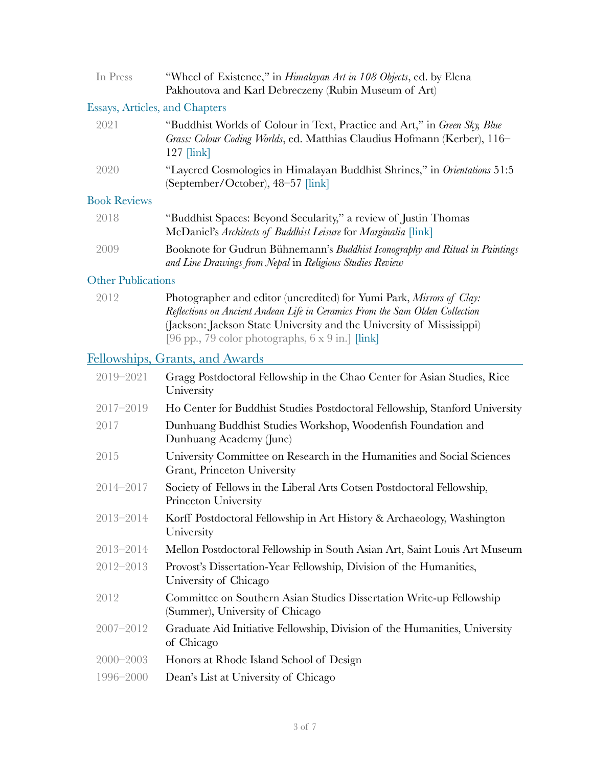| | |
|---|---|
| In Press | "Wheel of Existence," in *Himalayan Art in 108 Objects*, ed. by Elena Pakhoutova and Karl Debreczeny (Rubin Museum of Art) |

### Essays, Articles, and Chapters

| | |
|---|---|
| 2021 | "Buddhist Worlds of Colour in Text, Practice and Art," in *Green Sky, Blue Grass: Colour Coding Worlds*, ed. Matthias Claudius Hofmann (Kerber), 116–127 [link] |
| 2020 | "Layered Cosmologies in Himalayan Buddhist Shrines," in *Orientations* 51:5 (September/October), 48–57 [link] |

### Book Reviews

| | |
|---|---|
| 2018 | "Buddhist Spaces: Beyond Secularity," a review of Justin Thomas McDaniel's *Architects of Buddhist Leisure* for *Marginalia* [link] |
| 2009 | Booknote for Gudrun Bühnemann's *Buddhist Iconography and Ritual in Paintings and Line Drawings from Nepal* in *Religious Studies Review* |

### Other Publications

| | |
|---|---|
| 2012 | Photographer and editor (uncredited) for Yumi Park, *Mirrors of Clay: Reflections on Ancient Andean Life in Ceramics From the Sam Olden Collection* (Jackson: Jackson State University and the University of Mississippi) [96 pp., 79 color photographs, 6 x 9 in.] [link] |

## Fellowships, Grants, and Awards

| | |
|---|---|
| 2019–2021 | Gragg Postdoctoral Fellowship in the Chao Center for Asian Studies, Rice University |
| 2017–2019 | Ho Center for Buddhist Studies Postdoctoral Fellowship, Stanford University |
| 2017 | Dunhuang Buddhist Studies Workshop, Woodenfish Foundation and Dunhuang Academy (June) |
| 2015 | University Committee on Research in the Humanities and Social Sciences Grant, Princeton University |
| 2014–2017 | Society of Fellows in the Liberal Arts Cotsen Postdoctoral Fellowship, Princeton University |
| 2013–2014 | Korff Postdoctoral Fellowship in Art History & Archaeology, Washington University |
| 2013–2014 | Mellon Postdoctoral Fellowship in South Asian Art, Saint Louis Art Museum |
| 2012–2013 | Provost's Dissertation-Year Fellowship, Division of the Humanities, University of Chicago |
| 2012 | Committee on Southern Asian Studies Dissertation Write-up Fellowship (Summer), University of Chicago |
| 2007–2012 | Graduate Aid Initiative Fellowship, Division of the Humanities, University of Chicago |
| 2000–2003 | Honors at Rhode Island School of Design |
| 1996–2000 | Dean's List at University of Chicago |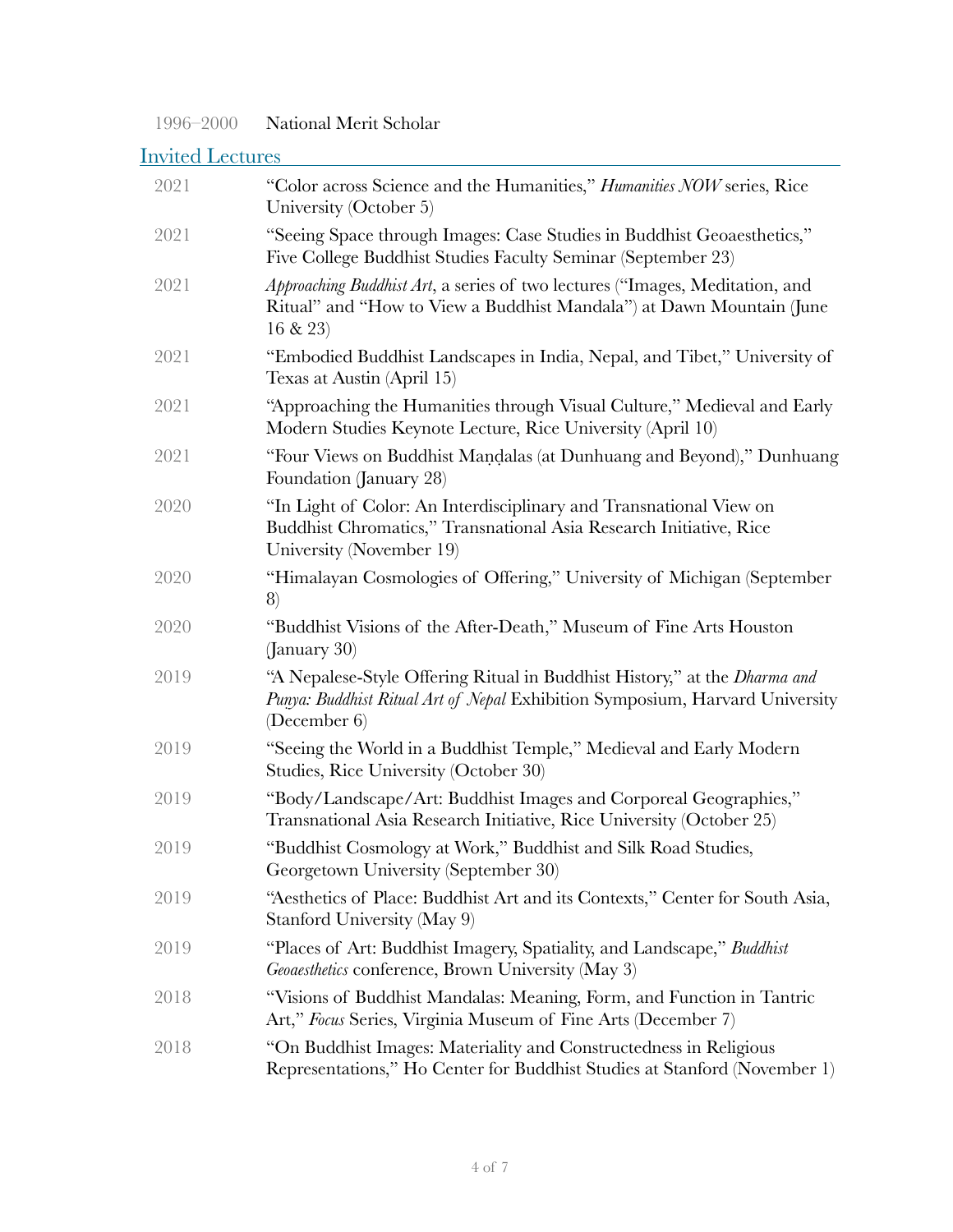1996–2000 National Merit Scholar

## Invited Lectures

2021 "Color across Science and the Humanities," *Humanities NOW* series, Rice University (October 5)

2021 "Seeing Space through Images: Case Studies in Buddhist Geoaesthetics," Five College Buddhist Studies Faculty Seminar (September 23)

2021 *Approaching Buddhist Art*, a series of two lectures ("Images, Meditation, and Ritual" and "How to View a Buddhist Mandala") at Dawn Mountain (June 16 & 23)

2021 "Embodied Buddhist Landscapes in India, Nepal, and Tibet," University of Texas at Austin (April 15)

2021 "Approaching the Humanities through Visual Culture," Medieval and Early Modern Studies Keynote Lecture, Rice University (April 10)

2021 "Four Views on Buddhist Maṇḍalas (at Dunhuang and Beyond)," Dunhuang Foundation (January 28)

2020 "In Light of Color: An Interdisciplinary and Transnational View on Buddhist Chromatics," Transnational Asia Research Initiative, Rice University (November 19)

2020 "Himalayan Cosmologies of Offering," University of Michigan (September 8)

2020 "Buddhist Visions of the After-Death," Museum of Fine Arts Houston (January 30)

2019 "A Nepalese-Style Offering Ritual in Buddhist History," at the *Dharma and Punya: Buddhist Ritual Art of Nepal* Exhibition Symposium, Harvard University (December 6)

2019 "Seeing the World in a Buddhist Temple," Medieval and Early Modern Studies, Rice University (October 30)

2019 "Body/Landscape/Art: Buddhist Images and Corporeal Geographies," Transnational Asia Research Initiative, Rice University (October 25)

2019 "Buddhist Cosmology at Work," Buddhist and Silk Road Studies, Georgetown University (September 30)

2019 "Aesthetics of Place: Buddhist Art and its Contexts," Center for South Asia, Stanford University (May 9)

2019 "Places of Art: Buddhist Imagery, Spatiality, and Landscape," *Buddhist Geoaesthetics* conference, Brown University (May 3)

2018 "Visions of Buddhist Mandalas: Meaning, Form, and Function in Tantric Art," *Focus* Series, Virginia Museum of Fine Arts (December 7)

2018 "On Buddhist Images: Materiality and Constructedness in Religious Representations," Ho Center for Buddhist Studies at Stanford (November 1)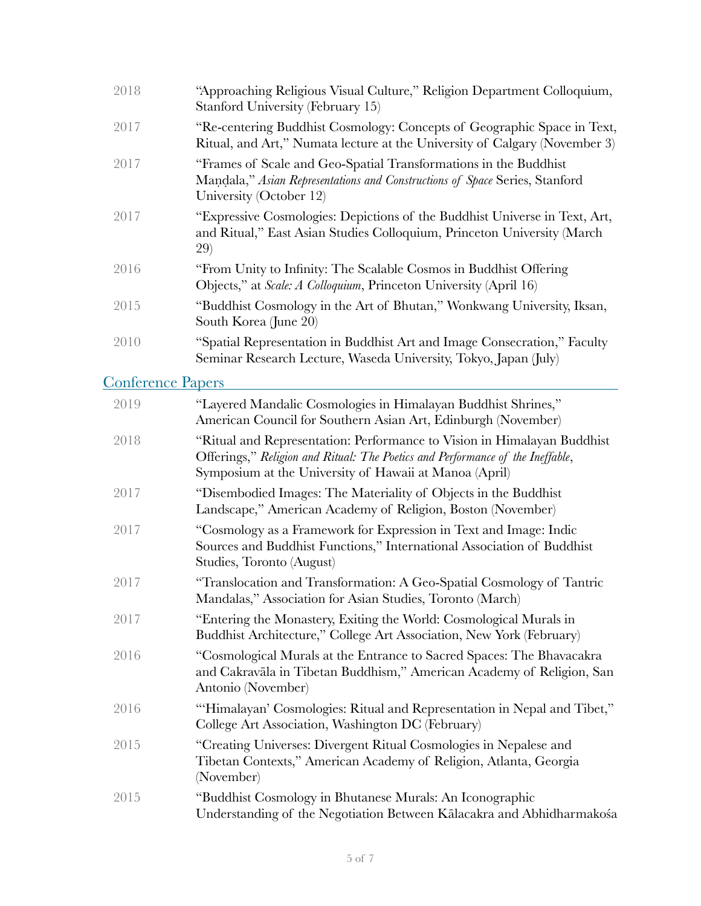2018 "Approaching Religious Visual Culture," Religion Department Colloquium, Stanford University (February 15)

2017 "Re-centering Buddhist Cosmology: Concepts of Geographic Space in Text, Ritual, and Art," Numata lecture at the University of Calgary (November 3)

2017 "Frames of Scale and Geo-Spatial Transformations in the Buddhist Maṇḍala," *Asian Representations and Constructions of Space* Series, Stanford University (October 12)

2017 "Expressive Cosmologies: Depictions of the Buddhist Universe in Text, Art, and Ritual," East Asian Studies Colloquium, Princeton University (March 29)

2016 "From Unity to Infinity: The Scalable Cosmos in Buddhist Offering Objects," at *Scale: A Colloquium*, Princeton University (April 16)

2015 "Buddhist Cosmology in the Art of Bhutan," Wonkwang University, Iksan, South Korea (June 20)

2010 "Spatial Representation in Buddhist Art and Image Consecration," Faculty Seminar Research Lecture, Waseda University, Tokyo, Japan (July)

## Conference Papers

2019 "Layered Mandalic Cosmologies in Himalayan Buddhist Shrines," American Council for Southern Asian Art, Edinburgh (November)

2018 "Ritual and Representation: Performance to Vision in Himalayan Buddhist Offerings," *Religion and Ritual: The Poetics and Performance of the Ineffable*, Symposium at the University of Hawaii at Manoa (April)

2017 "Disembodied Images: The Materiality of Objects in the Buddhist Landscape," American Academy of Religion, Boston (November)

2017 "Cosmology as a Framework for Expression in Text and Image: Indic Sources and Buddhist Functions," International Association of Buddhist Studies, Toronto (August)

2017 "Translocation and Transformation: A Geo-Spatial Cosmology of Tantric Mandalas," Association for Asian Studies, Toronto (March)

2017 "Entering the Monastery, Exiting the World: Cosmological Murals in Buddhist Architecture," College Art Association, New York (February)

2016 "Cosmological Murals at the Entrance to Sacred Spaces: The Bhavacakra and Cakravāla in Tibetan Buddhism," American Academy of Religion, San Antonio (November)

2016 "'Himalayan' Cosmologies: Ritual and Representation in Nepal and Tibet," College Art Association, Washington DC (February)

2015 "Creating Universes: Divergent Ritual Cosmologies in Nepalese and Tibetan Contexts," American Academy of Religion, Atlanta, Georgia (November)

2015 "Buddhist Cosmology in Bhutanese Murals: An Iconographic Understanding of the Negotiation Between Kālacakra and Abhidharmakośa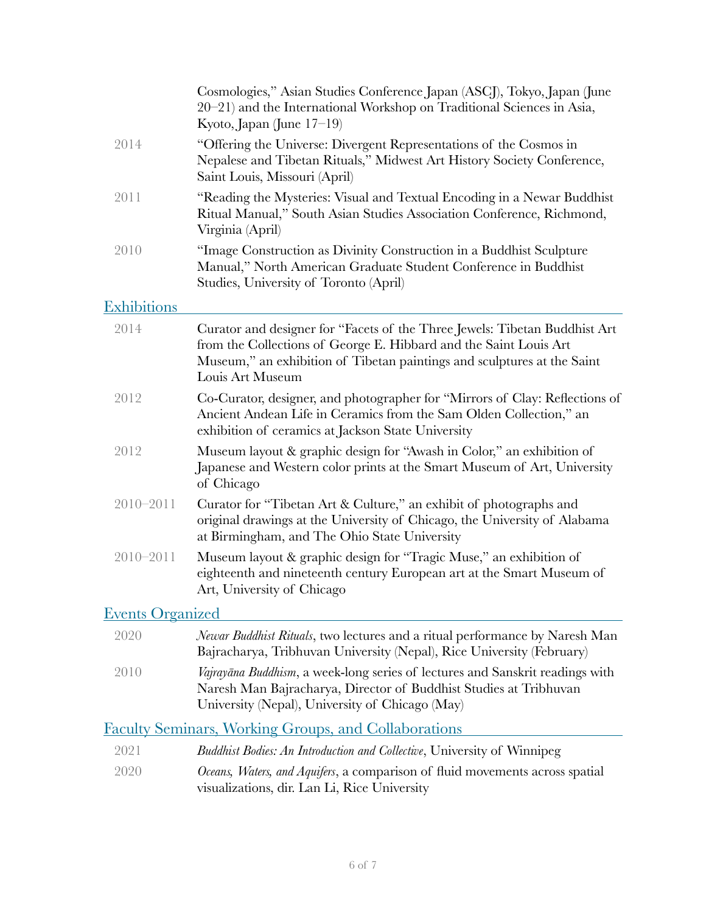Cosmologies," Asian Studies Conference Japan (ASCJ), Tokyo, Japan (June 20–21) and the International Workshop on Traditional Sciences in Asia, Kyoto, Japan (June 17–19)

2014 — "Offering the Universe: Divergent Representations of the Cosmos in Nepalese and Tibetan Rituals," Midwest Art History Society Conference, Saint Louis, Missouri (April)

2011 — "Reading the Mysteries: Visual and Textual Encoding in a Newar Buddhist Ritual Manual," South Asian Studies Association Conference, Richmond, Virginia (April)

2010 — "Image Construction as Divinity Construction in a Buddhist Sculpture Manual," North American Graduate Student Conference in Buddhist Studies, University of Toronto (April)

## Exhibitions

2014 — Curator and designer for "Facets of the Three Jewels: Tibetan Buddhist Art from the Collections of George E. Hibbard and the Saint Louis Art Museum," an exhibition of Tibetan paintings and sculptures at the Saint Louis Art Museum

2012 — Co-Curator, designer, and photographer for "Mirrors of Clay: Reflections of Ancient Andean Life in Ceramics from the Sam Olden Collection," an exhibition of ceramics at Jackson State University

2012 — Museum layout & graphic design for "Awash in Color," an exhibition of Japanese and Western color prints at the Smart Museum of Art, University of Chicago

2010–2011 — Curator for "Tibetan Art & Culture," an exhibit of photographs and original drawings at the University of Chicago, the University of Alabama at Birmingham, and The Ohio State University

2010–2011 — Museum layout & graphic design for "Tragic Muse," an exhibition of eighteenth and nineteenth century European art at the Smart Museum of Art, University of Chicago

## Events Organized

2020 — *Newar Buddhist Rituals*, two lectures and a ritual performance by Naresh Man Bajracharya, Tribhuvan University (Nepal), Rice University (February)

2010 — *Vajrayāna Buddhism*, a week-long series of lectures and Sanskrit readings with Naresh Man Bajracharya, Director of Buddhist Studies at Tribhuvan University (Nepal), University of Chicago (May)

## Faculty Seminars, Working Groups, and Collaborations

2021 — *Buddhist Bodies: An Introduction and Collective*, University of Winnipeg

2020 — *Oceans, Waters, and Aquifers*, a comparison of fluid movements across spatial visualizations, dir. Lan Li, Rice University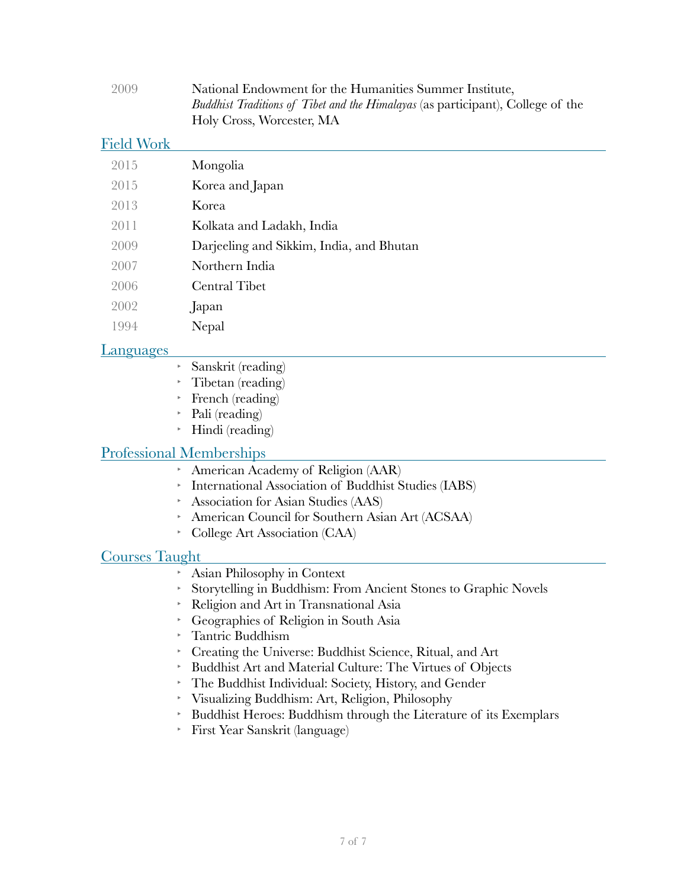| | |
|---|---|
| 2009 | National Endowment for the Humanities Summer Institute, *Buddhist Traditions of Tibet and the Himalayas* (as participant), College of the Holy Cross, Worcester, MA |

## Field Work

| | |
|---|---|
| 2015 | Mongolia |
| 2015 | Korea and Japan |
| 2013 | Korea |
| 2011 | Kolkata and Ladakh, India |
| 2009 | Darjeeling and Sikkim, India, and Bhutan |
| 2007 | Northern India |
| 2006 | Central Tibet |
| 2002 | Japan |
| 1994 | Nepal |

## Languages

- Sanskrit (reading)
- Tibetan (reading)
- French (reading)
- Pali (reading)
- Hindi (reading)

## Professional Memberships

- American Academy of Religion (AAR)
- International Association of Buddhist Studies (IABS)
- Association for Asian Studies (AAS)
- American Council for Southern Asian Art (ACSAA)
- College Art Association (CAA)

## Courses Taught

- Asian Philosophy in Context
- Storytelling in Buddhism: From Ancient Stones to Graphic Novels
- Religion and Art in Transnational Asia
- Geographies of Religion in South Asia
- Tantric Buddhism
- Creating the Universe: Buddhist Science, Ritual, and Art
- Buddhist Art and Material Culture: The Virtues of Objects
- The Buddhist Individual: Society, History, and Gender
- Visualizing Buddhism: Art, Religion, Philosophy
- Buddhist Heroes: Buddhism through the Literature of its Exemplars
- First Year Sanskrit (language)